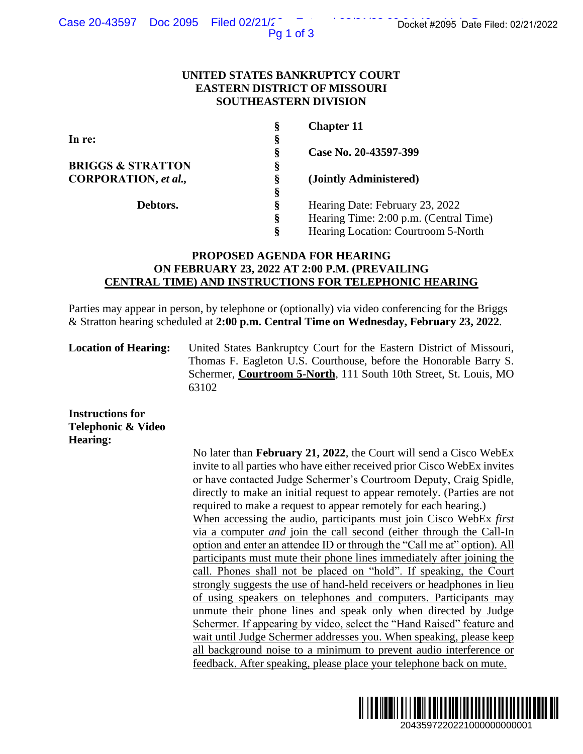**UNITED STATES BANKRUPTCY COURT**
**EASTERN DISTRICT OF MISSOURI**
**SOUTHEASTERN DIVISION**

| | | |
|---|---|---|
| **In re:** | § | **Chapter 11** |
| | § | |
| **BRIGGS & STRATTON CORPORATION,** ***et al.*****,** | § | **Case No. 20-43597-399** |
| | § | **(Jointly Administered)** |
| **Debtors.** | § | Hearing Date: February 23, 2022 |
| | § | Hearing Time: 2:00 p.m. (Central Time) |
| | § | Hearing Location: Courtroom 5-North |

**PROPOSED AGENDA FOR HEARING ON FEBRUARY 23, 2022 AT 2:00 P.M. (PREVAILING CENTRAL TIME) AND INSTRUCTIONS FOR TELEPHONIC HEARING**

Parties may appear in person, by telephone or (optionally) via video conferencing for the Briggs & Stratton hearing scheduled at **2:00 p.m. Central Time on Wednesday, February 23, 2022**.

**Location of Hearing:** United States Bankruptcy Court for the Eastern District of Missouri, Thomas F. Eagleton U.S. Courthouse, before the Honorable Barry S. Schermer, **Courtroom 5-North**, 111 South 10th Street, St. Louis, MO 63102

**Instructions for Telephonic & Video Hearing:**

No later than **February 21, 2022**, the Court will send a Cisco WebEx invite to all parties who have either received prior Cisco WebEx invites or have contacted Judge Schermer's Courtroom Deputy, Craig Spidle, directly to make an initial request to appear remotely. (Parties are not required to make a request to appear remotely for each hearing.) When accessing the audio, participants must join Cisco WebEx *first* via a computer *and* join the call second (either through the Call-In option and enter an attendee ID or through the "Call me at" option). All participants must mute their phone lines immediately after joining the call. Phones shall not be placed on "hold". If speaking, the Court strongly suggests the use of hand-held receivers or headphones in lieu of using speakers on telephones and computers. Participants may unmute their phone lines and speak only when directed by Judge Schermer. If appearing by video, select the "Hand Raised" feature and wait until Judge Schermer addresses you. When speaking, please keep all background noise to a minimum to prevent audio interference or feedback. After speaking, please place your telephone back on mute.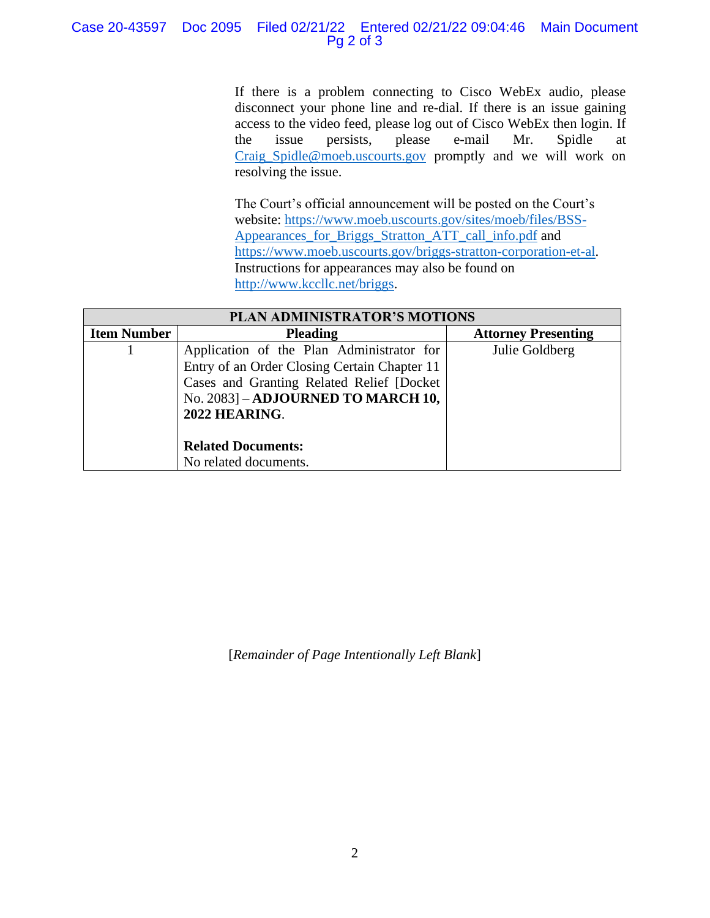If there is a problem connecting to Cisco WebEx audio, please disconnect your phone line and re-dial. If there is an issue gaining access to the video feed, please log out of Cisco WebEx then login. If the issue persists, please e-mail Mr. Spidle at Craig_Spidle@moeb.uscourts.gov promptly and we will work on resolving the issue.

The Court's official announcement will be posted on the Court's website: https://www.moeb.uscourts.gov/sites/moeb/files/BSS-Appearances_for_Briggs_Stratton_ATT_call_info.pdf and https://www.moeb.uscourts.gov/briggs-stratton-corporation-et-al. Instructions for appearances may also be found on http://www.kccllc.net/briggs.

| **PLAN ADMINISTRATOR'S MOTIONS** | | |
|---|---|---|
| **Item Number** | **Pleading** | **Attorney Presenting** |
| 1 | Application of the Plan Administrator for Entry of an Order Closing Certain Chapter 11 Cases and Granting Related Relief [Docket No. 2083] – **ADJOURNED TO MARCH 10, 2022 HEARING**.<br><br>**Related Documents:**<br>No related documents. | Julie Goldberg |

[*Remainder of Page Intentionally Left Blank*]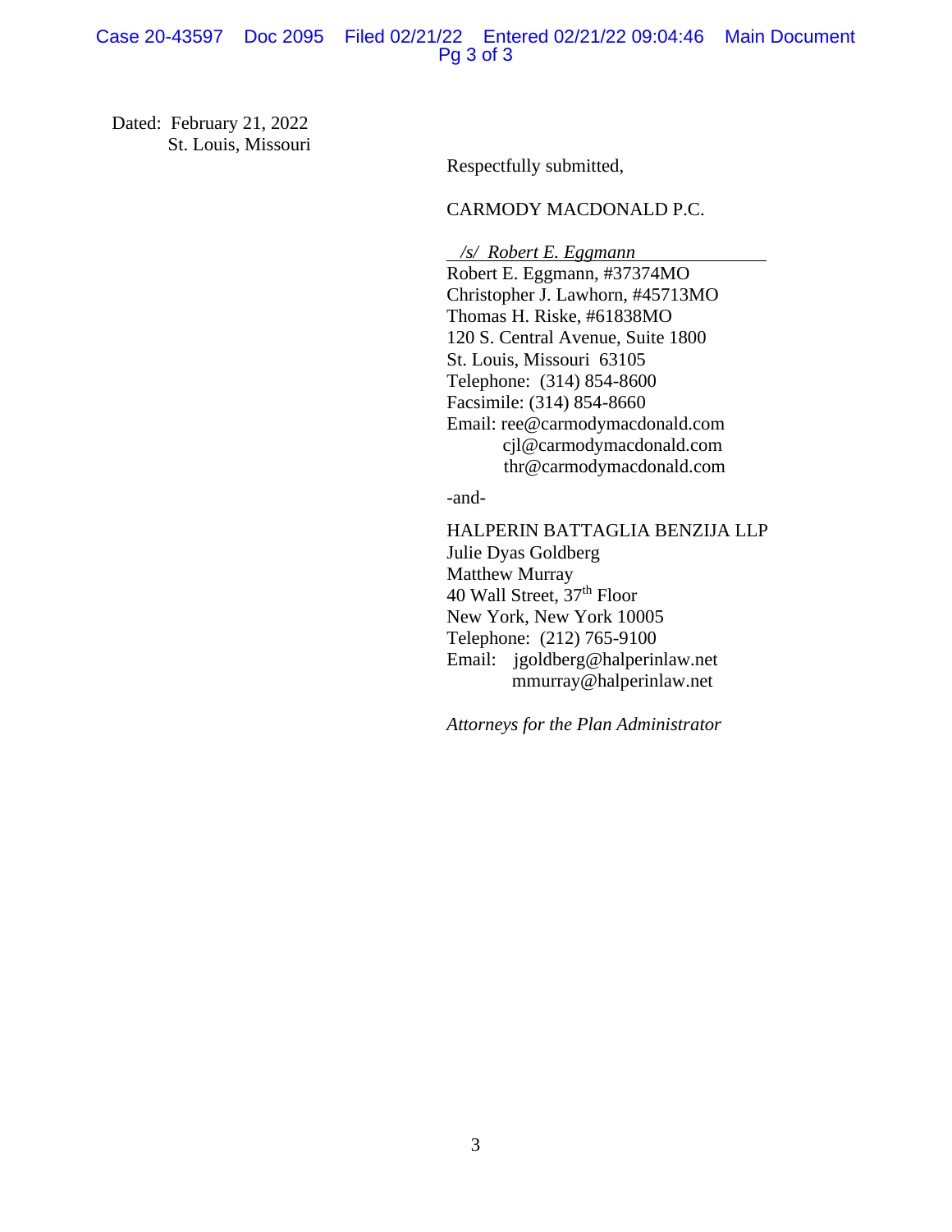Dated: February 21, 2022
St. Louis, Missouri

Respectfully submitted,

CARMODY MACDONALD P.C.

*/s/ Robert E. Eggmann*
Robert E. Eggmann, #37374MO
Christopher J. Lawhorn, #45713MO
Thomas H. Riske, #61838MO
120 S. Central Avenue, Suite 1800
St. Louis, Missouri 63105
Telephone: (314) 854-8600
Facsimile: (314) 854-8660
Email: ree@carmodymacdonald.com
cjl@carmodymacdonald.com
thr@carmodymacdonald.com

-and-

HALPERIN BATTAGLIA BENZIJA LLP
Julie Dyas Goldberg
Matthew Murray
40 Wall Street, 37th Floor
New York, New York 10005
Telephone: (212) 765-9100
Email: jgoldberg@halperinlaw.net
mmurray@halperinlaw.net

*Attorneys for the Plan Administrator*